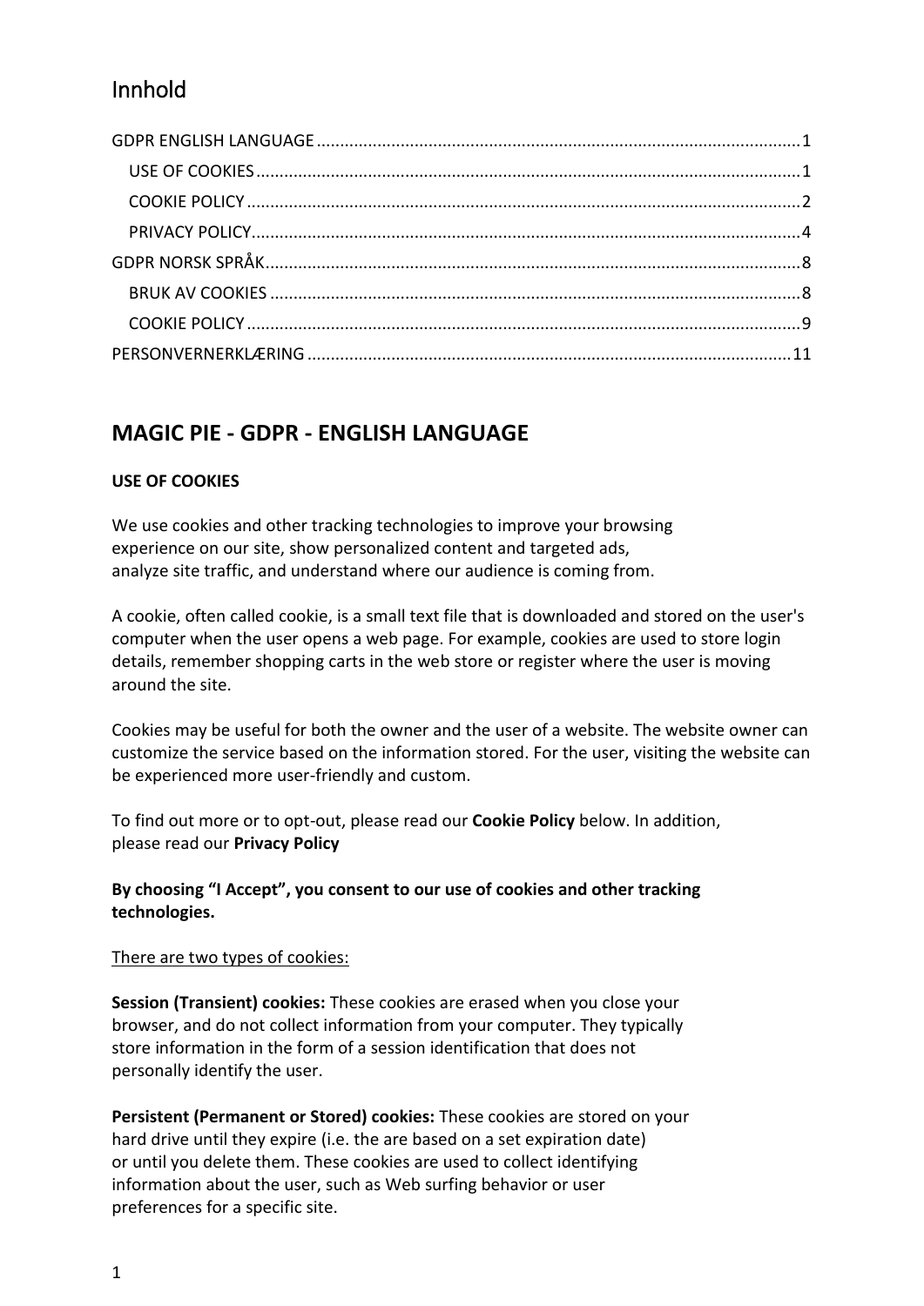# Innhold

GDPR ENGLISH LANGUAGE ........................................ 1
- USE OF COOKIES ........................................ 1
- COOKIE POLICY ........................................ 2
- PRIVACY POLICY ........................................ 4

GDPR NORSK SPRÅK ........................................ 8
- BRUK AV COOKIES ........................................ 8
- COOKIE POLICY ........................................ 9

PERSONVERNERKLÆRING ........................................ 11

## MAGIC PIE - GDPR - ENGLISH LANGUAGE

### USE OF COOKIES

We use cookies and other tracking technologies to improve your browsing experience on our site, show personalized content and targeted ads, analyze site traffic, and understand where our audience is coming from.

A cookie, often called cookie, is a small text file that is downloaded and stored on the user's computer when the user opens a web page. For example, cookies are used to store login details, remember shopping carts in the web store or register where the user is moving around the site.

Cookies may be useful for both the owner and the user of a website. The website owner can customize the service based on the information stored. For the user, visiting the website can be experienced more user-friendly and custom.

To find out more or to opt-out, please read our **Cookie Policy** below. In addition, please read our **Privacy Policy**

**By choosing "I Accept", you consent to our use of cookies and other tracking technologies.**

<u>There are two types of cookies:</u>

**Session (Transient) cookies:** These cookies are erased when you close your browser, and do not collect information from your computer. They typically store information in the form of a session identification that does not personally identify the user.

**Persistent (Permanent or Stored) cookies:** These cookies are stored on your hard drive until they expire (i.e. the are based on a set expiration date) or until you delete them. These cookies are used to collect identifying information about the user, such as Web surfing behavior or user preferences for a specific site.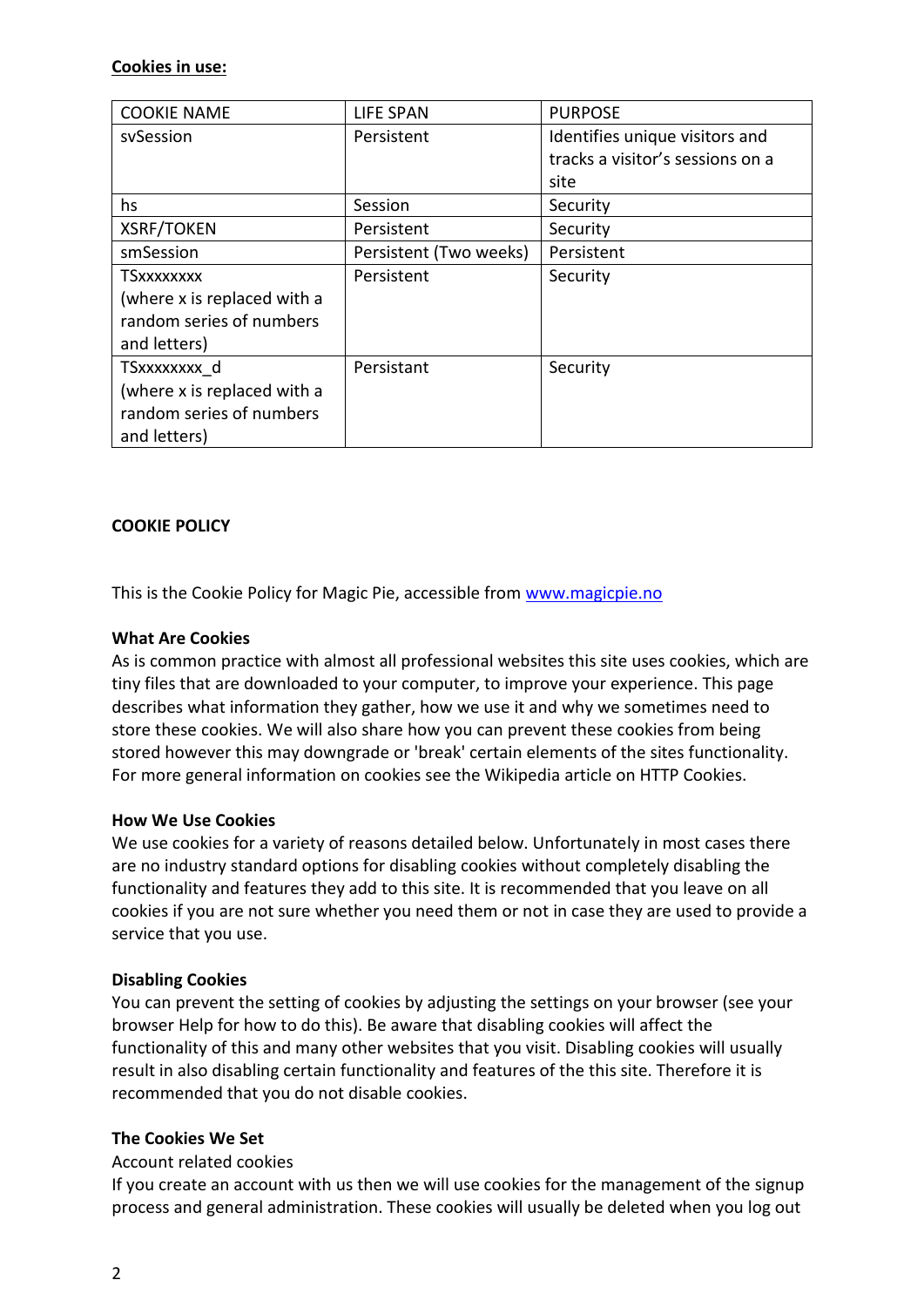**Cookies in use:**

| COOKIE NAME | LIFE SPAN | PURPOSE |
| --- | --- | --- |
| svSession | Persistent | Identifies unique visitors and tracks a visitor's sessions on a site |
| hs | Session | Security |
| XSRF/TOKEN | Persistent | Security |
| smSession | Persistent (Two weeks) | Persistent |
| TSxxxxxxxx (where x is replaced with a random series of numbers and letters) | Persistent | Security |
| TSxxxxxxxx_d (where x is replaced with a random series of numbers and letters) | Persistant | Security |

**COOKIE POLICY**

This is the Cookie Policy for Magic Pie, accessible from [www.magicpie.no](http://www.magicpie.no)

**What Are Cookies**

As is common practice with almost all professional websites this site uses cookies, which are tiny files that are downloaded to your computer, to improve your experience. This page describes what information they gather, how we use it and why we sometimes need to store these cookies. We will also share how you can prevent these cookies from being stored however this may downgrade or 'break' certain elements of the sites functionality. For more general information on cookies see the Wikipedia article on HTTP Cookies.

**How We Use Cookies**

We use cookies for a variety of reasons detailed below. Unfortunately in most cases there are no industry standard options for disabling cookies without completely disabling the functionality and features they add to this site. It is recommended that you leave on all cookies if you are not sure whether you need them or not in case they are used to provide a service that you use.

**Disabling Cookies**

You can prevent the setting of cookies by adjusting the settings on your browser (see your browser Help for how to do this). Be aware that disabling cookies will affect the functionality of this and many other websites that you visit. Disabling cookies will usually result in also disabling certain functionality and features of the this site. Therefore it is recommended that you do not disable cookies.

**The Cookies We Set**

Account related cookies

If you create an account with us then we will use cookies for the management of the signup process and general administration. These cookies will usually be deleted when you log out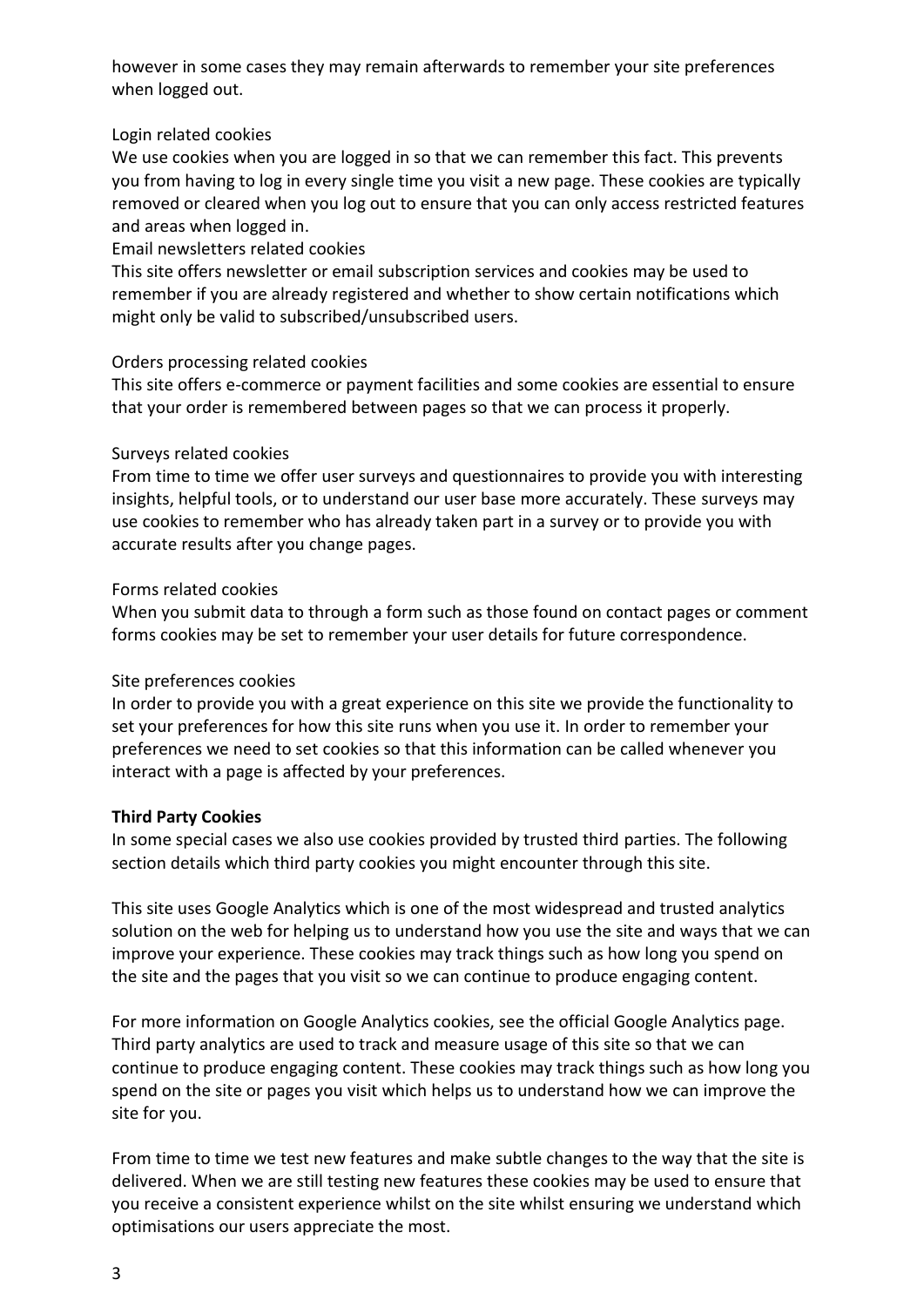however in some cases they may remain afterwards to remember your site preferences when logged out.

Login related cookies

We use cookies when you are logged in so that we can remember this fact. This prevents you from having to log in every single time you visit a new page. These cookies are typically removed or cleared when you log out to ensure that you can only access restricted features and areas when logged in.

Email newsletters related cookies

This site offers newsletter or email subscription services and cookies may be used to remember if you are already registered and whether to show certain notifications which might only be valid to subscribed/unsubscribed users.

Orders processing related cookies

This site offers e-commerce or payment facilities and some cookies are essential to ensure that your order is remembered between pages so that we can process it properly.

Surveys related cookies

From time to time we offer user surveys and questionnaires to provide you with interesting insights, helpful tools, or to understand our user base more accurately. These surveys may use cookies to remember who has already taken part in a survey or to provide you with accurate results after you change pages.

Forms related cookies

When you submit data to through a form such as those found on contact pages or comment forms cookies may be set to remember your user details for future correspondence.

Site preferences cookies

In order to provide you with a great experience on this site we provide the functionality to set your preferences for how this site runs when you use it. In order to remember your preferences we need to set cookies so that this information can be called whenever you interact with a page is affected by your preferences.

**Third Party Cookies**

In some special cases we also use cookies provided by trusted third parties. The following section details which third party cookies you might encounter through this site.

This site uses Google Analytics which is one of the most widespread and trusted analytics solution on the web for helping us to understand how you use the site and ways that we can improve your experience. These cookies may track things such as how long you spend on the site and the pages that you visit so we can continue to produce engaging content.

For more information on Google Analytics cookies, see the official Google Analytics page. Third party analytics are used to track and measure usage of this site so that we can continue to produce engaging content. These cookies may track things such as how long you spend on the site or pages you visit which helps us to understand how we can improve the site for you.

From time to time we test new features and make subtle changes to the way that the site is delivered. When we are still testing new features these cookies may be used to ensure that you receive a consistent experience whilst on the site whilst ensuring we understand which optimisations our users appreciate the most.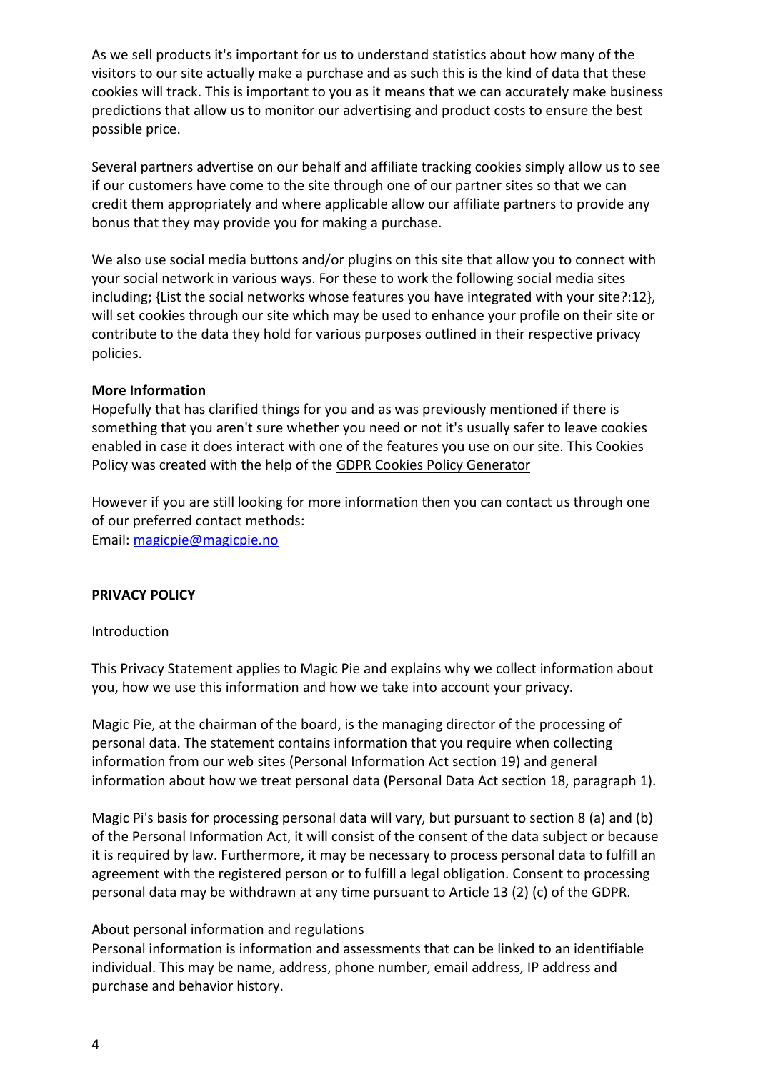As we sell products it's important for us to understand statistics about how many of the visitors to our site actually make a purchase and as such this is the kind of data that these cookies will track. This is important to you as it means that we can accurately make business predictions that allow us to monitor our advertising and product costs to ensure the best possible price.

Several partners advertise on our behalf and affiliate tracking cookies simply allow us to see if our customers have come to the site through one of our partner sites so that we can credit them appropriately and where applicable allow our affiliate partners to provide any bonus that they may provide you for making a purchase.

We also use social media buttons and/or plugins on this site that allow you to connect with your social network in various ways. For these to work the following social media sites including; {List the social networks whose features you have integrated with your site?:12}, will set cookies through our site which may be used to enhance your profile on their site or contribute to the data they hold for various purposes outlined in their respective privacy policies.

**More Information**

Hopefully that has clarified things for you and as was previously mentioned if there is something that you aren't sure whether you need or not it's usually safer to leave cookies enabled in case it does interact with one of the features you use on our site. This Cookies Policy was created with the help of the GDPR Cookies Policy Generator

However if you are still looking for more information then you can contact us through one of our preferred contact methods:
Email: magicpie@magicpie.no

**PRIVACY POLICY**

Introduction

This Privacy Statement applies to Magic Pie and explains why we collect information about you, how we use this information and how we take into account your privacy.

Magic Pie, at the chairman of the board, is the managing director of the processing of personal data. The statement contains information that you require when collecting information from our web sites (Personal Information Act section 19) and general information about how we treat personal data (Personal Data Act section 18, paragraph 1).

Magic Pi's basis for processing personal data will vary, but pursuant to section 8 (a) and (b) of the Personal Information Act, it will consist of the consent of the data subject or because it is required by law. Furthermore, it may be necessary to process personal data to fulfill an agreement with the registered person or to fulfill a legal obligation. Consent to processing personal data may be withdrawn at any time pursuant to Article 13 (2) (c) of the GDPR.

About personal information and regulations

Personal information is information and assessments that can be linked to an identifiable individual. This may be name, address, phone number, email address, IP address and purchase and behavior history.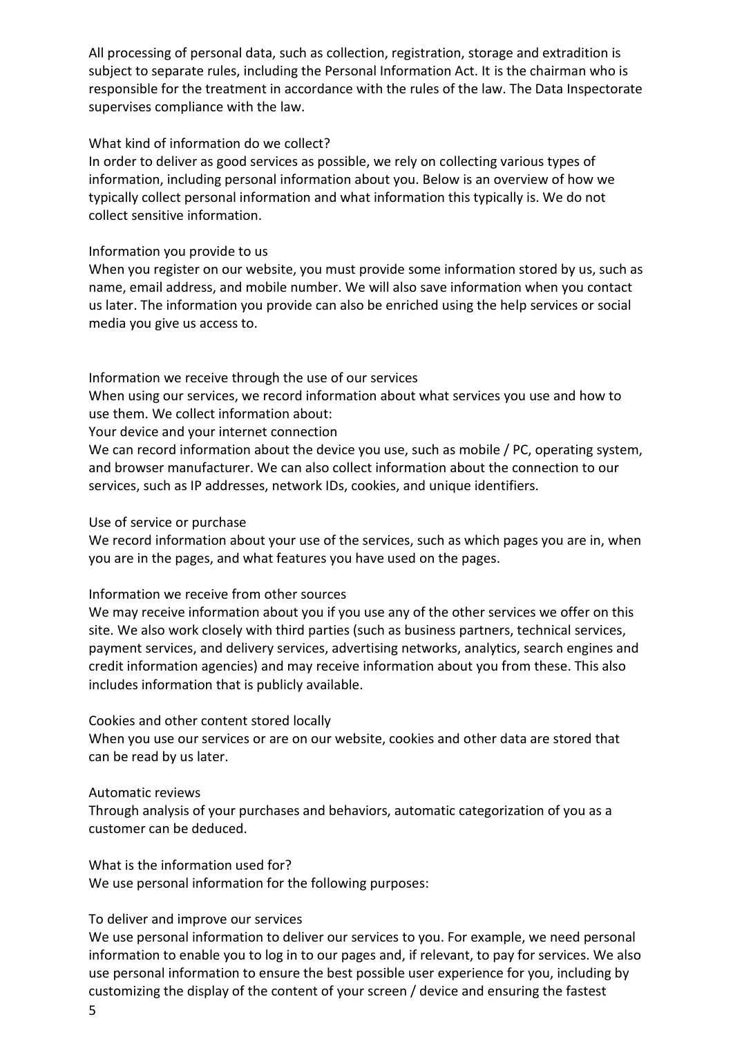All processing of personal data, such as collection, registration, storage and extradition is subject to separate rules, including the Personal Information Act. It is the chairman who is responsible for the treatment in accordance with the rules of the law. The Data Inspectorate supervises compliance with the law.

## What kind of information do we collect?

In order to deliver as good services as possible, we rely on collecting various types of information, including personal information about you. Below is an overview of how we typically collect personal information and what information this typically is. We do not collect sensitive information.

### Information you provide to us

When you register on our website, you must provide some information stored by us, such as name, email address, and mobile number. We will also save information when you contact us later. The information you provide can also be enriched using the help services or social media you give us access to.

### Information we receive through the use of our services

When using our services, we record information about what services you use and how to use them. We collect information about:

Your device and your internet connection

We can record information about the device you use, such as mobile / PC, operating system, and browser manufacturer. We can also collect information about the connection to our services, such as IP addresses, network IDs, cookies, and unique identifiers.

### Use of service or purchase

We record information about your use of the services, such as which pages you are in, when you are in the pages, and what features you have used on the pages.

### Information we receive from other sources

We may receive information about you if you use any of the other services we offer on this site. We also work closely with third parties (such as business partners, technical services, payment services, and delivery services, advertising networks, analytics, search engines and credit information agencies) and may receive information about you from these. This also includes information that is publicly available.

### Cookies and other content stored locally

When you use our services or are on our website, cookies and other data are stored that can be read by us later.

### Automatic reviews

Through analysis of your purchases and behaviors, automatic categorization of you as a customer can be deduced.

## What is the information used for?

We use personal information for the following purposes:

### To deliver and improve our services

We use personal information to deliver our services to you. For example, we need personal information to enable you to log in to our pages and, if relevant, to pay for services. We also use personal information to ensure the best possible user experience for you, including by customizing the display of the content of your screen / device and ensuring the fastest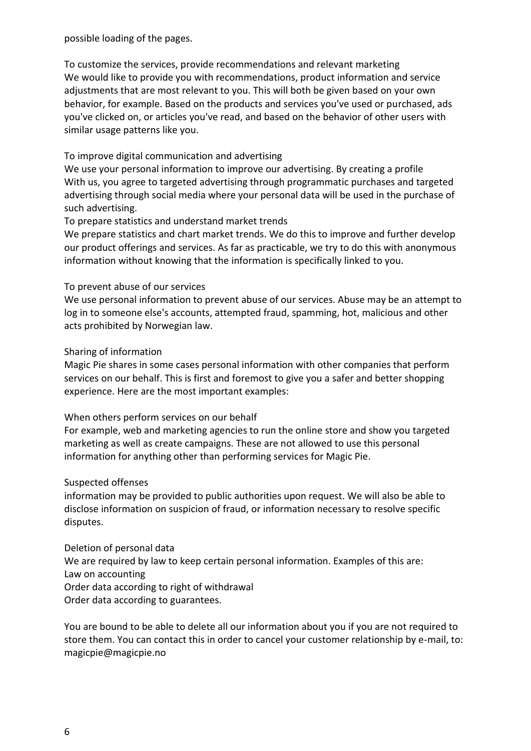possible loading of the pages.

To customize the services, provide recommendations and relevant marketing
We would like to provide you with recommendations, product information and service adjustments that are most relevant to you. This will both be given based on your own behavior, for example. Based on the products and services you've used or purchased, ads you've clicked on, or articles you've read, and based on the behavior of other users with similar usage patterns like you.

To improve digital communication and advertising
We use your personal information to improve our advertising. By creating a profile With us, you agree to targeted advertising through programmatic purchases and targeted advertising through social media where your personal data will be used in the purchase of such advertising.
To prepare statistics and understand market trends
We prepare statistics and chart market trends. We do this to improve and further develop our product offerings and services. As far as practicable, we try to do this with anonymous information without knowing that the information is specifically linked to you.

To prevent abuse of our services
We use personal information to prevent abuse of our services. Abuse may be an attempt to log in to someone else's accounts, attempted fraud, spamming, hot, malicious and other acts prohibited by Norwegian law.

Sharing of information
Magic Pie shares in some cases personal information with other companies that perform services on our behalf. This is first and foremost to give you a safer and better shopping experience. Here are the most important examples:

When others perform services on our behalf
For example, web and marketing agencies to run the online store and show you targeted marketing as well as create campaigns. These are not allowed to use this personal information for anything other than performing services for Magic Pie.

Suspected offenses
information may be provided to public authorities upon request. We will also be able to disclose information on suspicion of fraud, or information necessary to resolve specific disputes.

Deletion of personal data
We are required by law to keep certain personal information. Examples of this are:
Law on accounting
Order data according to right of withdrawal
Order data according to guarantees.

You are bound to be able to delete all our information about you if you are not required to store them. You can contact this in order to cancel your customer relationship by e-mail, to: magicpie@magicpie.no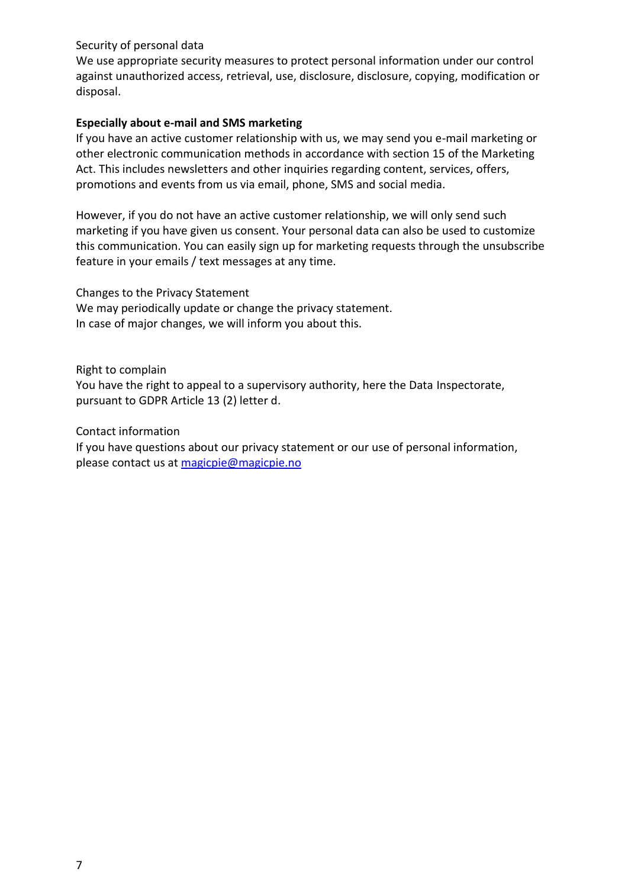Security of personal data

We use appropriate security measures to protect personal information under our control against unauthorized access, retrieval, use, disclosure, disclosure, copying, modification or disposal.

**Especially about e-mail and SMS marketing**

If you have an active customer relationship with us, we may send you e-mail marketing or other electronic communication methods in accordance with section 15 of the Marketing Act. This includes newsletters and other inquiries regarding content, services, offers, promotions and events from us via email, phone, SMS and social media.

However, if you do not have an active customer relationship, we will only send such marketing if you have given us consent. Your personal data can also be used to customize this communication. You can easily sign up for marketing requests through the unsubscribe feature in your emails / text messages at any time.

Changes to the Privacy Statement

We may periodically update or change the privacy statement.
In case of major changes, we will inform you about this.

Right to complain

You have the right to appeal to a supervisory authority, here the Data Inspectorate, pursuant to GDPR Article 13 (2) letter d.

Contact information

If you have questions about our privacy statement or our use of personal information, please contact us at [magicpie@magicpie.no](mailto:magicpie@magicpie.no)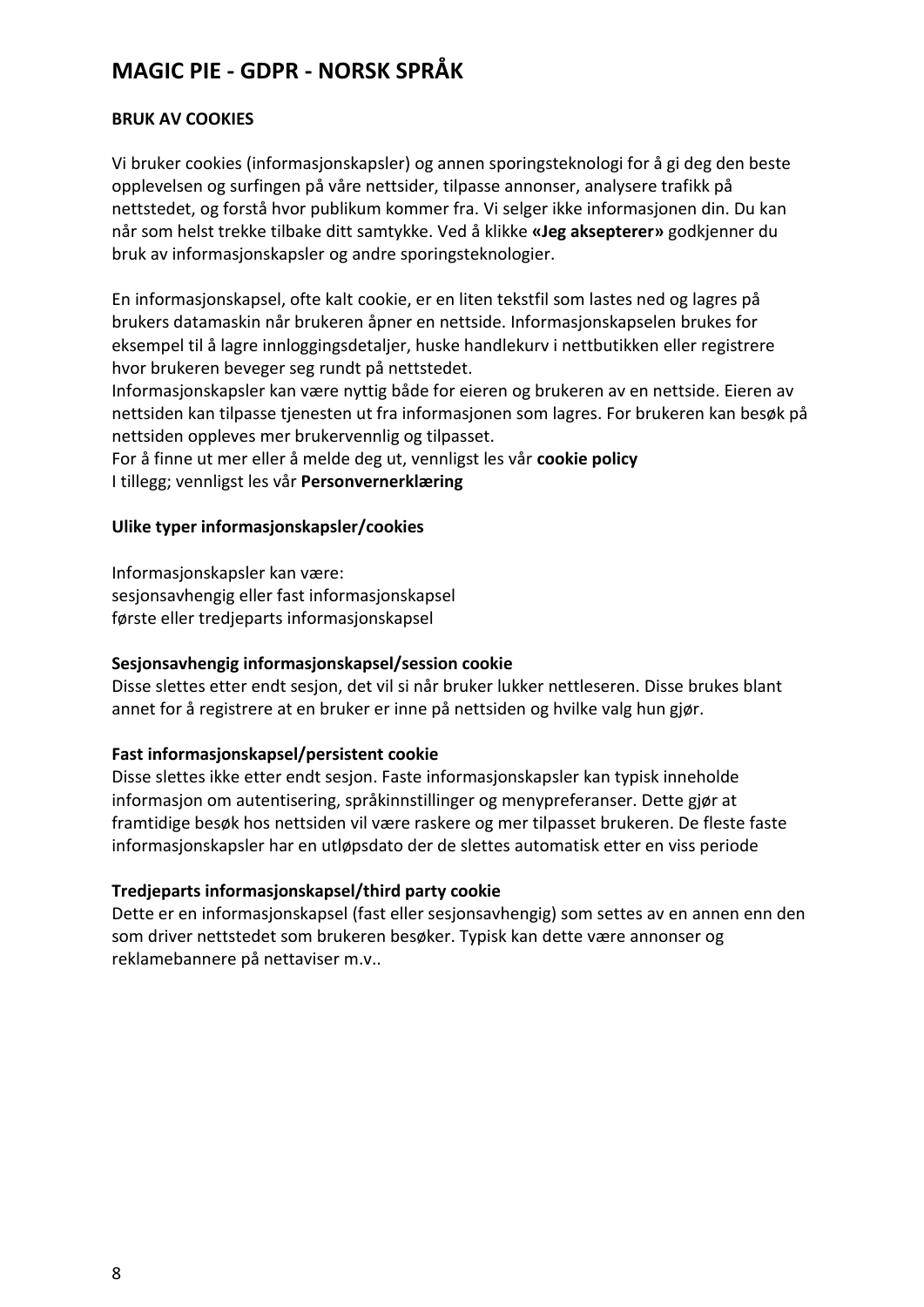# MAGIC PIE - GDPR - NORSK SPRÅK

**BRUK AV COOKIES**

Vi bruker cookies (informasjonskapsler) og annen sporingsteknologi for å gi deg den beste opplevelsen og surfingen på våre nettsider, tilpasse annonser, analysere trafikk på nettstedet, og forstå hvor publikum kommer fra. Vi selger ikke informasjonen din. Du kan når som helst trekke tilbake ditt samtykke. Ved å klikke **«Jeg aksepterer»** godkjenner du bruk av informasjonskapsler og andre sporingsteknologier.

En informasjonskapsel, ofte kalt cookie, er en liten tekstfil som lastes ned og lagres på brukers datamaskin når brukeren åpner en nettside. Informasjonskapselen brukes for eksempel til å lagre innloggingsdetaljer, huske handlekurv i nettbutikken eller registrere hvor brukeren beveger seg rundt på nettstedet.
Informasjonskapsler kan være nyttig både for eieren og brukeren av en nettside. Eieren av nettsiden kan tilpasse tjenesten ut fra informasjonen som lagres. For brukeren kan besøk på nettsiden oppleves mer brukervennlig og tilpasset.
For å finne ut mer eller å melde deg ut, vennligst les vår **cookie policy**
I tillegg; vennligst les vår **Personvernerklæring**

**Ulike typer informasjonskapsler/cookies**

Informasjonskapsler kan være:
sesjonsavhengig eller fast informasjonskapsel
første eller tredjeparts informasjonskapsel

**Sesjonsavhengig informasjonskapsel/session cookie**
Disse slettes etter endt sesjon, det vil si når bruker lukker nettleseren. Disse brukes blant annet for å registrere at en bruker er inne på nettsiden og hvilke valg hun gjør.

**Fast informasjonskapsel/persistent cookie**
Disse slettes ikke etter endt sesjon. Faste informasjonskapsler kan typisk inneholde informasjon om autentisering, språkinnstillinger og menypreferanser. Dette gjør at framtidige besøk hos nettsiden vil være raskere og mer tilpasset brukeren. De fleste faste informasjonskapsler har en utløpsdato der de slettes automatisk etter en viss periode

**Tredjeparts informasjonskapsel/third party cookie**
Dette er en informasjonskapsel (fast eller sesjonsavhengig) som settes av en annen enn den som driver nettstedet som brukeren besøker. Typisk kan dette være annonser og reklamebannere på nettaviser m.v..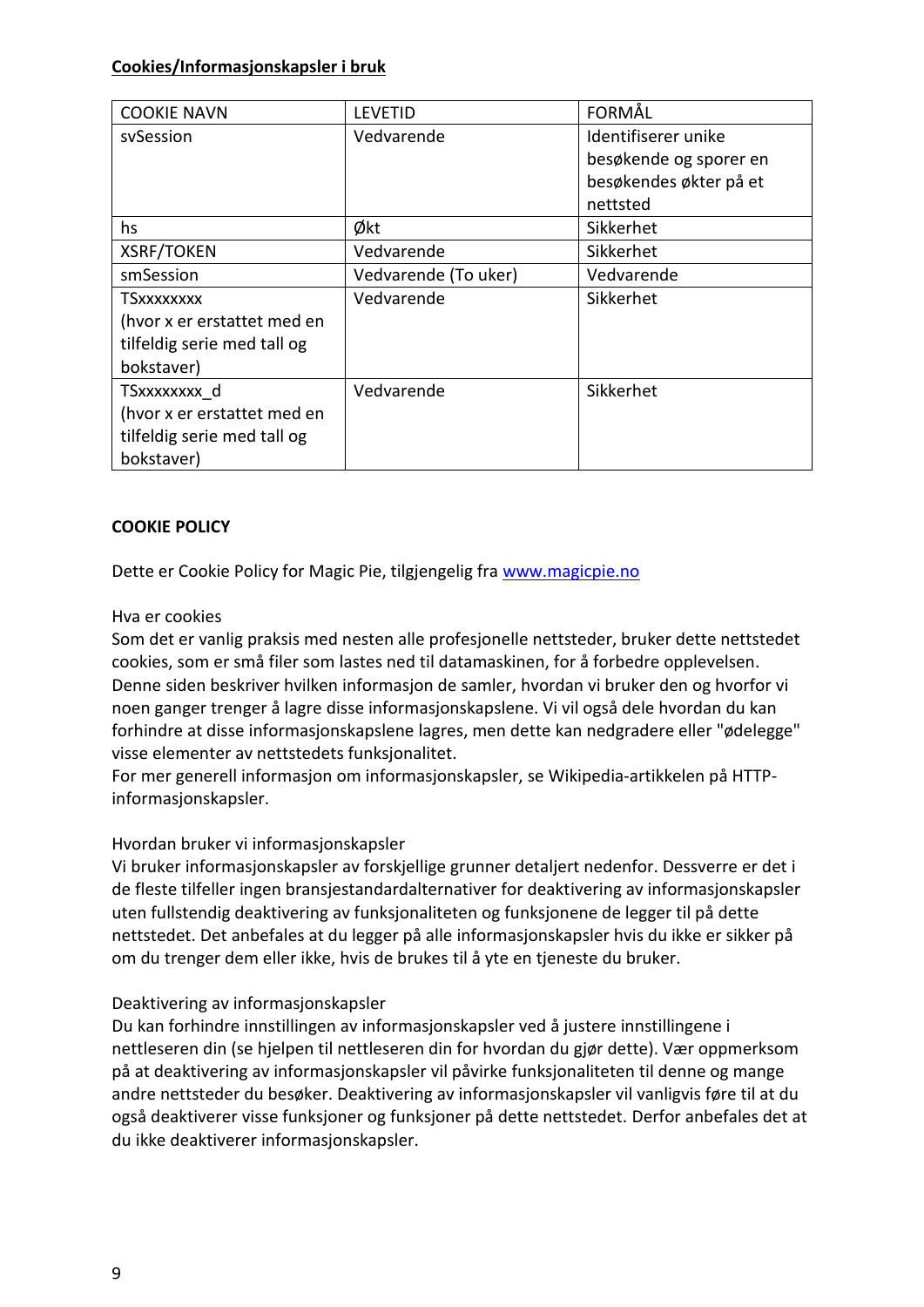**Cookies/Informasjonskapsler i bruk**

| COOKIE NAVN | LEVETID | FORMÅL |
| --- | --- | --- |
| svSession | Vedvarende | Identifiserer unike besøkende og sporer en besøkendes økter på et nettsted |
| hs | Økt | Sikkerhet |
| XSRF/TOKEN | Vedvarende | Sikkerhet |
| smSession | Vedvarende (To uker) | Vedvarende |
| TSxxxxxxxx (hvor x er erstattet med en tilfeldig serie med tall og bokstaver) | Vedvarende | Sikkerhet |
| TSxxxxxxxx_d (hvor x er erstattet med en tilfeldig serie med tall og bokstaver) | Vedvarende | Sikkerhet |

**COOKIE POLICY**

Dette er Cookie Policy for Magic Pie, tilgjengelig fra www.magicpie.no

Hva er cookies
Som det er vanlig praksis med nesten alle profesjonelle nettsteder, bruker dette nettstedet cookies, som er små filer som lastes ned til datamaskinen, for å forbedre opplevelsen. Denne siden beskriver hvilken informasjon de samler, hvordan vi bruker den og hvorfor vi noen ganger trenger å lagre disse informasjonskapslene. Vi vil også dele hvordan du kan forhindre at disse informasjonskapslene lagres, men dette kan nedgradere eller "ødelegge" visse elementer av nettstedets funksjonalitet.
For mer generell informasjon om informasjonskapsler, se Wikipedia-artikkelen på HTTP-informasjonskapsler.

Hvordan bruker vi informasjonskapsler
Vi bruker informasjonskapsler av forskjellige grunner detaljert nedenfor. Dessverre er det i de fleste tilfeller ingen bransjestandardalternativer for deaktivering av informasjonskapsler uten fullstendig deaktivering av funksjonaliteten og funksjonene de legger til på dette nettstedet. Det anbefales at du legger på alle informasjonskapsler hvis du ikke er sikker på om du trenger dem eller ikke, hvis de brukes til å yte en tjeneste du bruker.

Deaktivering av informasjonskapsler
Du kan forhindre innstillingen av informasjonskapsler ved å justere innstillingene i nettleseren din (se hjelpen til nettleseren din for hvordan du gjør dette). Vær oppmerksom på at deaktivering av informasjonskapsler vil påvirke funksjonaliteten til denne og mange andre nettsteder du besøker. Deaktivering av informasjonskapsler vil vanligvis føre til at du også deaktiverer visse funksjoner og funksjoner på dette nettstedet. Derfor anbefales det at du ikke deaktiverer informasjonskapsler.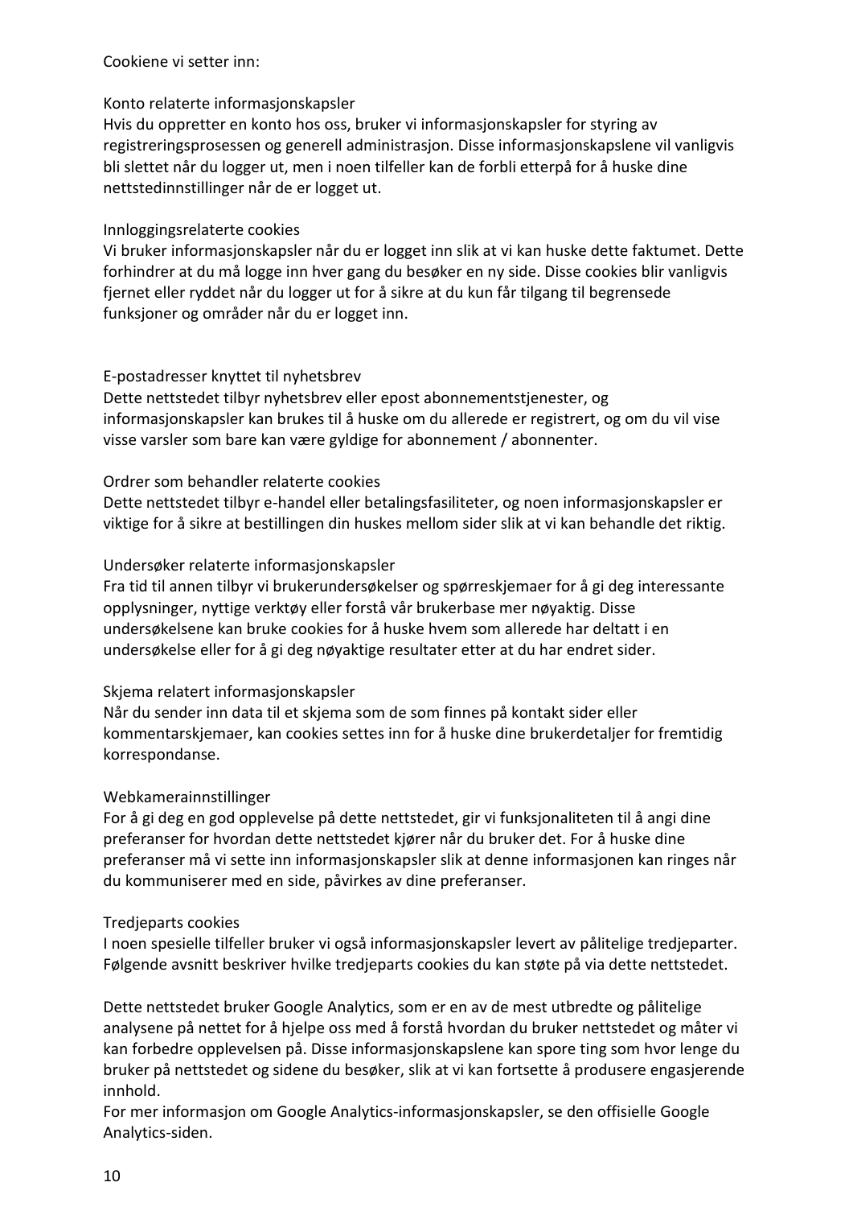Cookiene vi setter inn:

Konto relaterte informasjonskapsler
Hvis du oppretter en konto hos oss, bruker vi informasjonskapsler for styring av registreringsprosessen og generell administrasjon. Disse informasjonskapslene vil vanligvis bli slettet når du logger ut, men i noen tilfeller kan de forbli etterpå for å huske dine nettstedinnstillinger når de er logget ut.

Innloggingsrelaterte cookies
Vi bruker informasjonskapsler når du er logget inn slik at vi kan huske dette faktumet. Dette forhindrer at du må logge inn hver gang du besøker en ny side. Disse cookies blir vanligvis fjernet eller ryddet når du logger ut for å sikre at du kun får tilgang til begrensede funksjoner og områder når du er logget inn.

E-postadresser knyttet til nyhetsbrev
Dette nettstedet tilbyr nyhetsbrev eller epost abonnementstjenester, og informasjonskapsler kan brukes til å huske om du allerede er registrert, og om du vil vise visse varsler som bare kan være gyldige for abonnement / abonnenter.

Ordrer som behandler relaterte cookies
Dette nettstedet tilbyr e-handel eller betalingsfasiliteter, og noen informasjonskapsler er viktige for å sikre at bestillingen din huskes mellom sider slik at vi kan behandle det riktig.

Undersøker relaterte informasjonskapsler
Fra tid til annen tilbyr vi brukerundersøkelser og spørreskjemaer for å gi deg interessante opplysninger, nyttige verktøy eller forstå vår brukerbase mer nøyaktig. Disse undersøkelsene kan bruke cookies for å huske hvem som allerede har deltatt i en undersøkelse eller for å gi deg nøyaktige resultater etter at du har endret sider.

Skjema relatert informasjonskapsler
Når du sender inn data til et skjema som de som finnes på kontakt sider eller kommentarskjemaer, kan cookies settes inn for å huske dine brukerdetaljer for fremtidig korrespondanse.

Webkamerainnstillinger
For å gi deg en god opplevelse på dette nettstedet, gir vi funksjonaliteten til å angi dine preferanser for hvordan dette nettstedet kjører når du bruker det. For å huske dine preferanser må vi sette inn informasjonskapsler slik at denne informasjonen kan ringes når du kommuniserer med en side, påvirkes av dine preferanser.

Tredjeparts cookies
I noen spesielle tilfeller bruker vi også informasjonskapsler levert av pålitelige tredjeparter. Følgende avsnitt beskriver hvilke tredjeparts cookies du kan støte på via dette nettstedet.

Dette nettstedet bruker Google Analytics, som er en av de mest utbredte og pålitelige analysene på nettet for å hjelpe oss med å forstå hvordan du bruker nettstedet og måter vi kan forbedre opplevelsen på. Disse informasjonskapslene kan spore ting som hvor lenge du bruker på nettstedet og sidene du besøker, slik at vi kan fortsette å produsere engasjerende innhold.
For mer informasjon om Google Analytics-informasjonskapsler, se den offisielle Google Analytics-siden.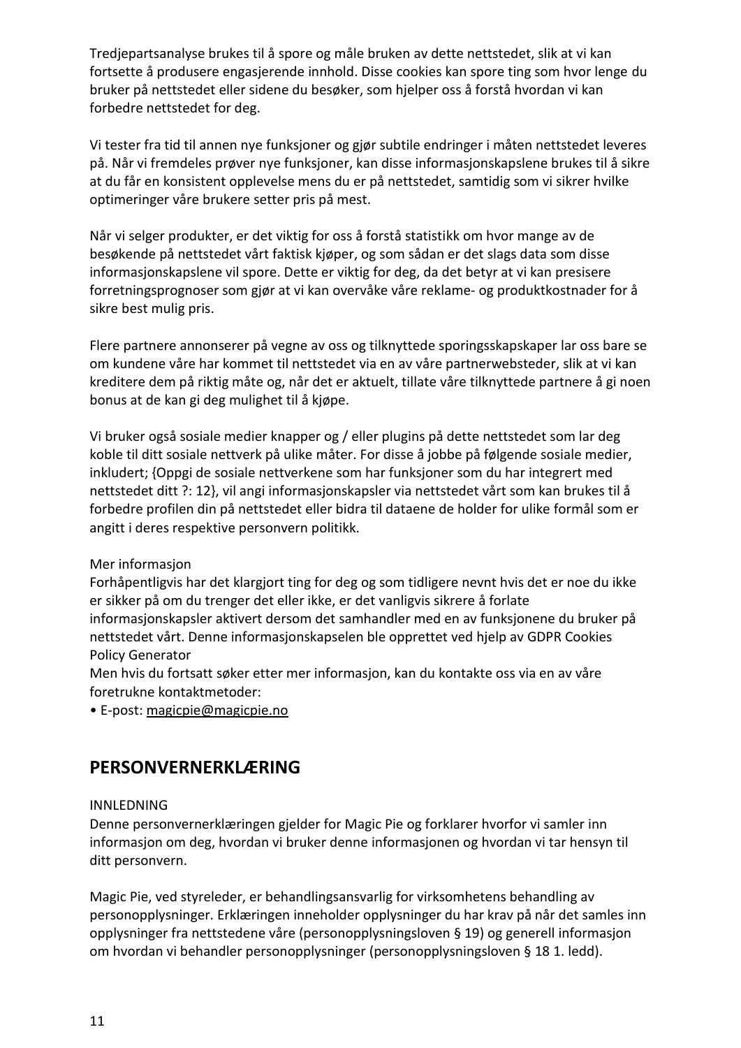Tredjepartsanalyse brukes til å spore og måle bruken av dette nettstedet, slik at vi kan fortsette å produsere engasjerende innhold. Disse cookies kan spore ting som hvor lenge du bruker på nettstedet eller sidene du besøker, som hjelper oss å forstå hvordan vi kan forbedre nettstedet for deg.

Vi tester fra tid til annen nye funksjoner og gjør subtile endringer i måten nettstedet leveres på. Når vi fremdeles prøver nye funksjoner, kan disse informasjonskapslene brukes til å sikre at du får en konsistent opplevelse mens du er på nettstedet, samtidig som vi sikrer hvilke optimeringer våre brukere setter pris på mest.

Når vi selger produkter, er det viktig for oss å forstå statistikk om hvor mange av de besøkende på nettstedet vårt faktisk kjøper, og som sådan er det slags data som disse informasjonskapslene vil spore. Dette er viktig for deg, da det betyr at vi kan presisere forretningsprognoser som gjør at vi kan overvåke våre reklame- og produktkostnader for å sikre best mulig pris.

Flere partnere annonserer på vegne av oss og tilknyttede sporingsskapskaper lar oss bare se om kundene våre har kommet til nettstedet via en av våre partnerwebsteder, slik at vi kan kreditere dem på riktig måte og, når det er aktuelt, tillate våre tilknyttede partnere å gi noen bonus at de kan gi deg mulighet til å kjøpe.

Vi bruker også sosiale medier knapper og / eller plugins på dette nettstedet som lar deg koble til ditt sosiale nettverk på ulike måter. For disse å jobbe på følgende sosiale medier, inkludert; {Oppgi de sosiale nettverkene som har funksjoner som du har integrert med nettstedet ditt ?: 12}, vil angi informasjonskapsler via nettstedet vårt som kan brukes til å forbedre profilen din på nettstedet eller bidra til dataene de holder for ulike formål som er angitt i deres respektive personvern politikk.

Mer informasjon
Forhåpentligvis har det klargjort ting for deg og som tidligere nevnt hvis det er noe du ikke er sikker på om du trenger det eller ikke, er det vanligvis sikrere å forlate informasjonskapsler aktivert dersom det samhandler med en av funksjonene du bruker på nettstedet vårt. Denne informasjonskapselen ble opprettet ved hjelp av GDPR Cookies Policy Generator
Men hvis du fortsatt søker etter mer informasjon, kan du kontakte oss via en av våre foretrukne kontaktmetoder:
• E-post: magicpie@magicpie.no

## PERSONVERNERKLÆRING

INNLEDNING
Denne personvernerklæringen gjelder for Magic Pie og forklarer hvorfor vi samler inn informasjon om deg, hvordan vi bruker denne informasjonen og hvordan vi tar hensyn til ditt personvern.

Magic Pie, ved styreleder, er behandlingsansvarlig for virksomhetens behandling av personopplysninger. Erklæringen inneholder opplysninger du har krav på når det samles inn opplysninger fra nettstedene våre (personopplysningsloven § 19) og generell informasjon om hvordan vi behandler personopplysninger (personopplysningsloven § 18 1. ledd).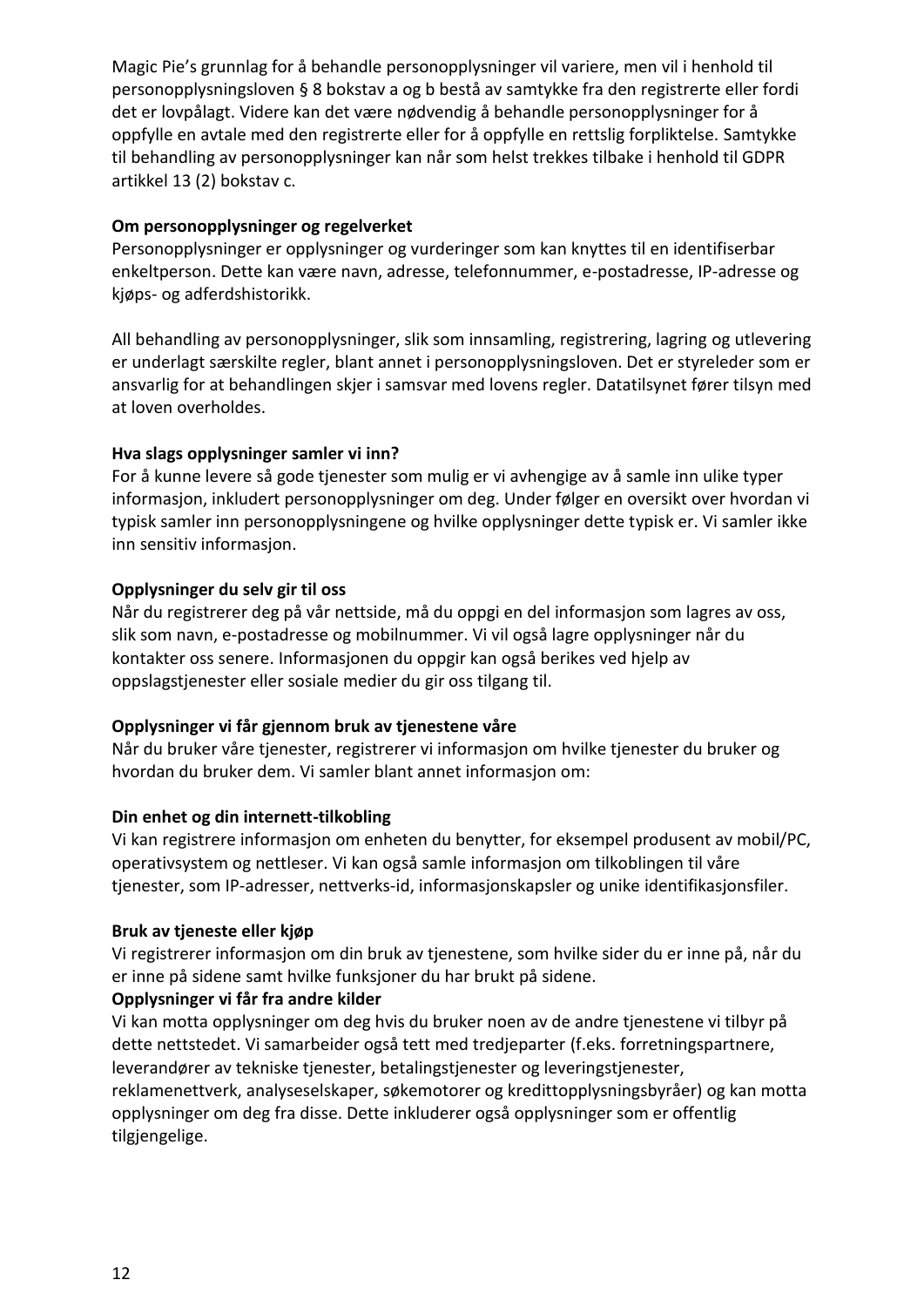Magic Pie's grunnlag for å behandle personopplysninger vil variere, men vil i henhold til personopplysningsloven § 8 bokstav a og b bestå av samtykke fra den registrerte eller fordi det er lovpålagt. Videre kan det være nødvendig å behandle personopplysninger for å oppfylle en avtale med den registrerte eller for å oppfylle en rettslig forpliktelse. Samtykke til behandling av personopplysninger kan når som helst trekkes tilbake i henhold til GDPR artikkel 13 (2) bokstav c.

**Om personopplysninger og regelverket**
Personopplysninger er opplysninger og vurderinger som kan knyttes til en identifiserbar enkeltperson. Dette kan være navn, adresse, telefonnummer, e-postadresse, IP-adresse og kjøps- og adferdshistorikk.

All behandling av personopplysninger, slik som innsamling, registrering, lagring og utlevering er underlagt særskilte regler, blant annet i personopplysningsloven. Det er styreleder som er ansvarlig for at behandlingen skjer i samsvar med lovens regler. Datatilsynet fører tilsyn med at loven overholdes.

**Hva slags opplysninger samler vi inn?**
For å kunne levere så gode tjenester som mulig er vi avhengige av å samle inn ulike typer informasjon, inkludert personopplysninger om deg. Under følger en oversikt over hvordan vi typisk samler inn personopplysningene og hvilke opplysninger dette typisk er. Vi samler ikke inn sensitiv informasjon.

**Opplysninger du selv gir til oss**
Når du registrerer deg på vår nettside, må du oppgi en del informasjon som lagres av oss, slik som navn, e-postadresse og mobilnummer. Vi vil også lagre opplysninger når du kontakter oss senere. Informasjonen du oppgir kan også berikes ved hjelp av oppslagstjenester eller sosiale medier du gir oss tilgang til.

**Opplysninger vi får gjennom bruk av tjenestene våre**
Når du bruker våre tjenester, registrerer vi informasjon om hvilke tjenester du bruker og hvordan du bruker dem. Vi samler blant annet informasjon om:

**Din enhet og din internett-tilkobling**
Vi kan registrere informasjon om enheten du benytter, for eksempel produsent av mobil/PC, operativsystem og nettleser. Vi kan også samle informasjon om tilkoblingen til våre tjenester, som IP-adresser, nettverks-id, informasjonskapsler og unike identifikasjonsfiler.

**Bruk av tjeneste eller kjøp**
Vi registrerer informasjon om din bruk av tjenestene, som hvilke sider du er inne på, når du er inne på sidene samt hvilke funksjoner du har brukt på sidene.

**Opplysninger vi får fra andre kilder**
Vi kan motta opplysninger om deg hvis du bruker noen av de andre tjenestene vi tilbyr på dette nettstedet. Vi samarbeider også tett med tredjeparter (f.eks. forretningspartnere, leverandører av tekniske tjenester, betalingstjenester og leveringstjenester, reklamenettverk, analyseselskaper, søkemotorer og kredittopplysningsbyråer) og kan motta opplysninger om deg fra disse. Dette inkluderer også opplysninger som er offentlig tilgjengelige.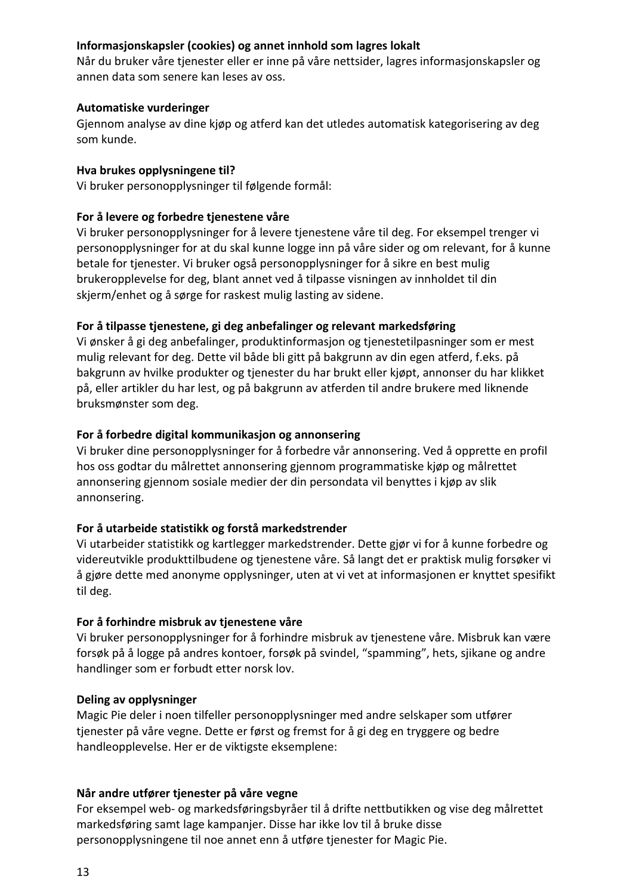**Informasjonskapsler (cookies) og annet innhold som lagres lokalt**
Når du bruker våre tjenester eller er inne på våre nettsider, lagres informasjonskapsler og annen data som senere kan leses av oss.

**Automatiske vurderinger**
Gjennom analyse av dine kjøp og atferd kan det utledes automatisk kategorisering av deg som kunde.

**Hva brukes opplysningene til?**
Vi bruker personopplysninger til følgende formål:

**For å levere og forbedre tjenestene våre**
Vi bruker personopplysninger for å levere tjenestene våre til deg. For eksempel trenger vi personopplysninger for at du skal kunne logge inn på våre sider og om relevant, for å kunne betale for tjenester. Vi bruker også personopplysninger for å sikre en best mulig brukeropplevelse for deg, blant annet ved å tilpasse visningen av innholdet til din skjerm/enhet og å sørge for raskest mulig lasting av sidene.

**For å tilpasse tjenestene, gi deg anbefalinger og relevant markedsføring**
Vi ønsker å gi deg anbefalinger, produktinformasjon og tjenestetilpasninger som er mest mulig relevant for deg. Dette vil både bli gitt på bakgrunn av din egen atferd, f.eks. på bakgrunn av hvilke produkter og tjenester du har brukt eller kjøpt, annonser du har klikket på, eller artikler du har lest, og på bakgrunn av atferden til andre brukere med liknende bruksmønster som deg.

**For å forbedre digital kommunikasjon og annonsering**
Vi bruker dine personopplysninger for å forbedre vår annonsering. Ved å opprette en profil hos oss godtar du målrettet annonsering gjennom programmatiske kjøp og målrettet annonsering gjennom sosiale medier der din persondata vil benyttes i kjøp av slik annonsering.

**For å utarbeide statistikk og forstå markedstrender**
Vi utarbeider statistikk og kartlegger markedstrender. Dette gjør vi for å kunne forbedre og videreutvikle produkttilbudene og tjenestene våre. Så langt det er praktisk mulig forsøker vi å gjøre dette med anonyme opplysninger, uten at vi vet at informasjonen er knyttet spesifikt til deg.

**For å forhindre misbruk av tjenestene våre**
Vi bruker personopplysninger for å forhindre misbruk av tjenestene våre. Misbruk kan være forsøk på å logge på andres kontoer, forsøk på svindel, "spamming", hets, sjikane og andre handlinger som er forbudt etter norsk lov.

**Deling av opplysninger**
Magic Pie deler i noen tilfeller personopplysninger med andre selskaper som utfører tjenester på våre vegne. Dette er først og fremst for å gi deg en tryggere og bedre handleopplevelse. Her er de viktigste eksemplene:

**Når andre utfører tjenester på våre vegne**
For eksempel web- og markedsføringsbyråer til å drifte nettbutikken og vise deg målrettet markedsføring samt lage kampanjer. Disse har ikke lov til å bruke disse personopplysningene til noe annet enn å utføre tjenester for Magic Pie.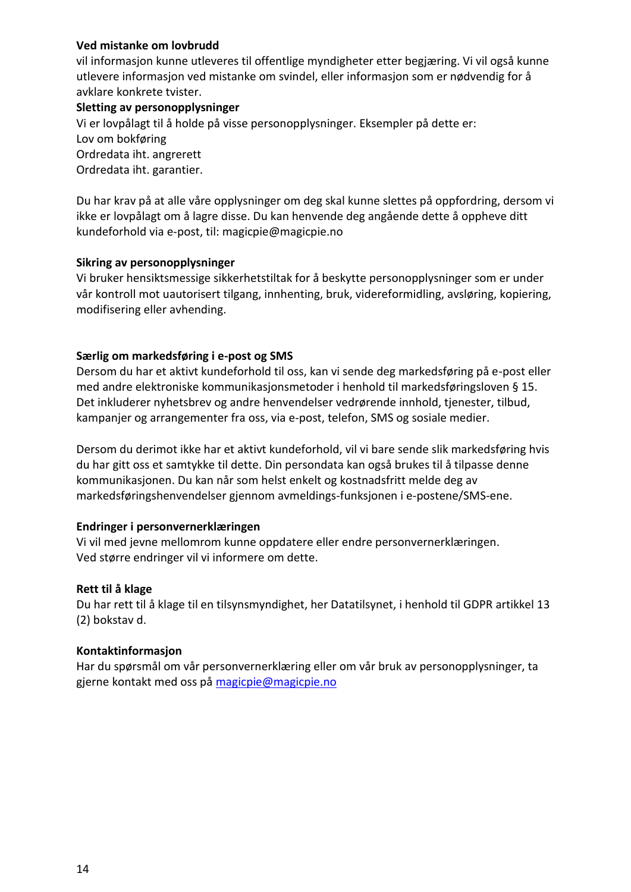**Ved mistanke om lovbrudd**
vil informasjon kunne utleveres til offentlige myndigheter etter begjæring. Vi vil også kunne utlevere informasjon ved mistanke om svindel, eller informasjon som er nødvendig for å avklare konkrete tvister.

**Sletting av personopplysninger**
Vi er lovpålagt til å holde på visse personopplysninger. Eksempler på dette er:
Lov om bokføring
Ordredata iht. angrerett
Ordredata iht. garantier.

Du har krav på at alle våre opplysninger om deg skal kunne slettes på oppfordring, dersom vi ikke er lovpålagt om å lagre disse. Du kan henvende deg angående dette å oppheve ditt kundeforhold via e-post, til: magicpie@magicpie.no

**Sikring av personopplysninger**
Vi bruker hensiktsmessige sikkerhetstiltak for å beskytte personopplysninger som er under vår kontroll mot uautorisert tilgang, innhenting, bruk, videreformidling, avsløring, kopiering, modifisering eller avhending.

**Særlig om markedsføring i e-post og SMS**
Dersom du har et aktivt kundeforhold til oss, kan vi sende deg markedsføring på e-post eller med andre elektroniske kommunikasjonsmetoder i henhold til markedsføringsloven § 15. Det inkluderer nyhetsbrev og andre henvendelser vedrørende innhold, tjenester, tilbud, kampanjer og arrangementer fra oss, via e-post, telefon, SMS og sosiale medier.

Dersom du derimot ikke har et aktivt kundeforhold, vil vi bare sende slik markedsføring hvis du har gitt oss et samtykke til dette. Din persondata kan også brukes til å tilpasse denne kommunikasjonen. Du kan når som helst enkelt og kostnadsfritt melde deg av markedsføringshenvendelser gjennom avmeldings-funksjonen i e-postene/SMS-ene.

**Endringer i personvernerklæringen**
Vi vil med jevne mellomrom kunne oppdatere eller endre personvernerklæringen.
Ved større endringer vil vi informere om dette.

**Rett til å klage**
Du har rett til å klage til en tilsynsmyndighet, her Datatilsynet, i henhold til GDPR artikkel 13 (2) bokstav d.

**Kontaktinformasjon**
Har du spørsmål om vår personvernerklæring eller om vår bruk av personopplysninger, ta gjerne kontakt med oss på magicpie@magicpie.no